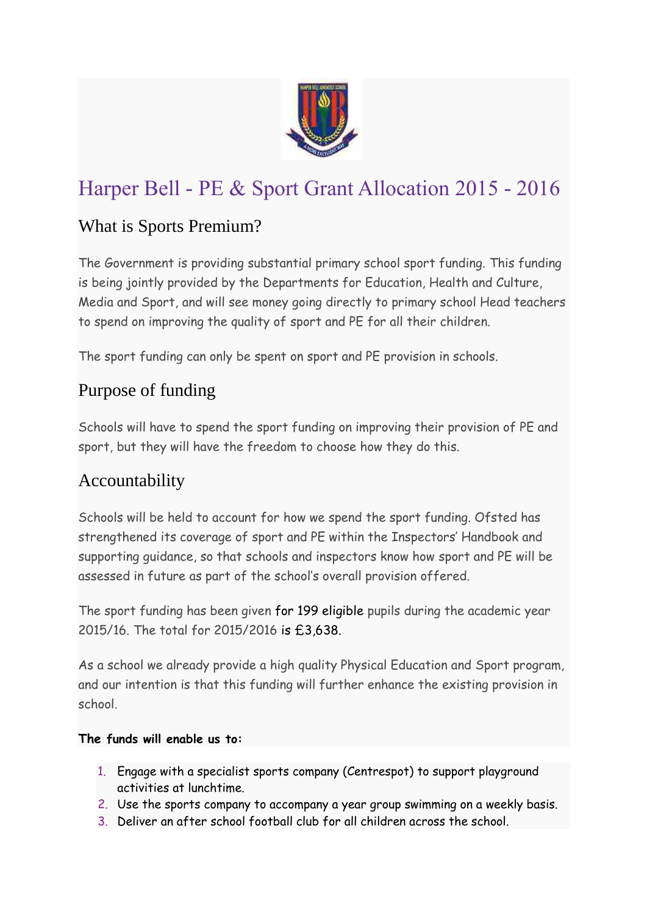# Harper Bell - PE & Sport Grant Allocation 2015 - 2016

## What is Sports Premium?

The Government is providing substantial primary school sport funding. This funding is being jointly provided by the Departments for Education, Health and Culture, Media and Sport, and will see money going directly to primary school Head teachers to spend on improving the quality of sport and PE for all their children.

The sport funding can only be spent on sport and PE provision in schools.

## Purpose of funding

Schools will have to spend the sport funding on improving their provision of PE and sport, but they will have the freedom to choose how they do this.

## Accountability

Schools will be held to account for how we spend the sport funding. Ofsted has strengthened its coverage of sport and PE within the Inspectors' Handbook and supporting guidance, so that schools and inspectors know how sport and PE will be assessed in future as part of the school's overall provision offered.

The sport funding has been given for 199 eligible pupils during the academic year 2015/16. The total for 2015/2016 is £3,638.

As a school we already provide a high quality Physical Education and Sport program, and our intention is that this funding will further enhance the existing provision in school.

**The funds will enable us to:**

1. Engage with a specialist sports company (Centrespot) to support playground activities at lunchtime.
2. Use the sports company to accompany a year group swimming on a weekly basis.
3. Deliver an after school football club for all children across the school.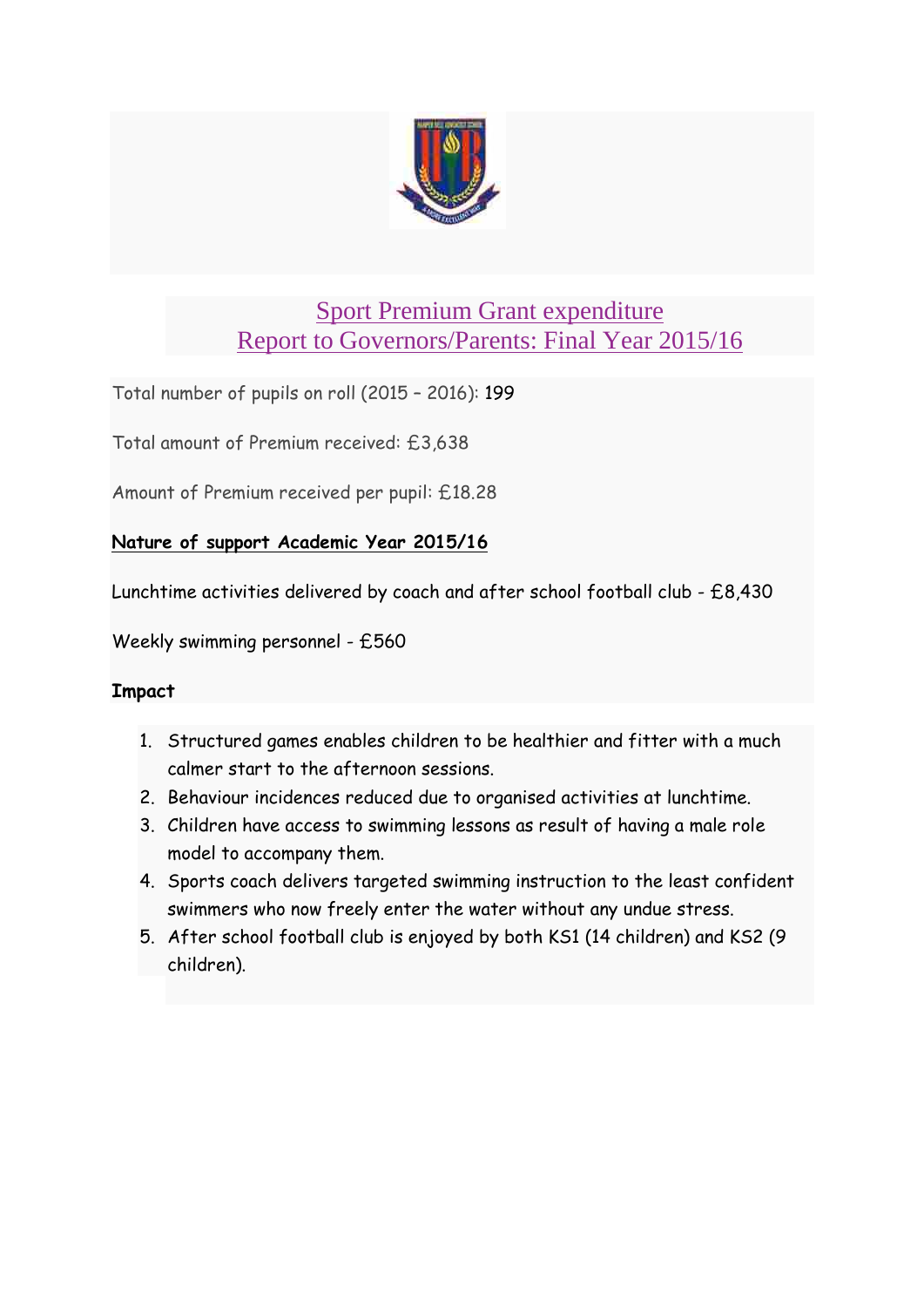# Sport Premium Grant expenditure
# Report to Governors/Parents: Final Year 2015/16

Total number of pupils on roll (2015 – 2016): 199

Total amount of Premium received: £3,638

Amount of Premium received per pupil: £18.28

**Nature of support Academic Year 2015/16**

Lunchtime activities delivered by coach and after school football club - £8,430

Weekly swimming personnel - £560

**Impact**

1. Structured games enables children to be healthier and fitter with a much calmer start to the afternoon sessions.
2. Behaviour incidences reduced due to organised activities at lunchtime.
3. Children have access to swimming lessons as result of having a male role model to accompany them.
4. Sports coach delivers targeted swimming instruction to the least confident swimmers who now freely enter the water without any undue stress.
5. After school football club is enjoyed by both KS1 (14 children) and KS2 (9 children).